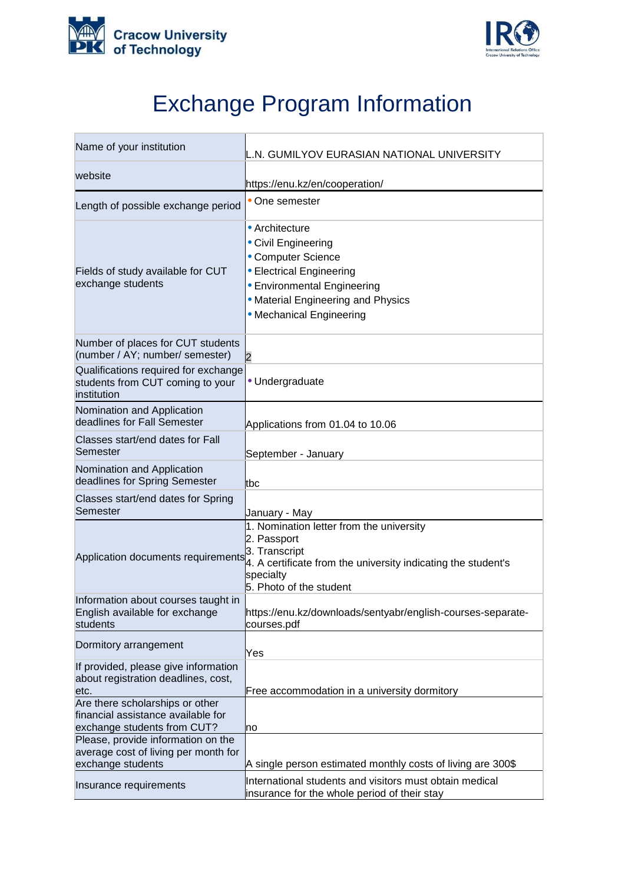Cracow University of Technology

# Exchange Program Information

| | |
|---|---|
| Name of your institution | L.N. GUMILYOV EURASIAN NATIONAL UNIVERSITY |
| website | https://enu.kz/en/cooperation/ |
| Length of possible exchange period | • One semester |
| Fields of study available for CUT exchange students | • Architecture<br>• Civil Engineering<br>• Computer Science<br>• Electrical Engineering<br>• Environmental Engineering<br>• Material Engineering and Physics<br>• Mechanical Engineering |
| Number of places for CUT students (number / AY; number/ semester) | 2 |
| Qualifications required for exchange students from CUT coming to your institution | • Undergraduate |
| Nomination and Application deadlines for Fall Semester | Applications from 01.04 to 10.06 |
| Classes start/end dates for Fall Semester | September - January |
| Nomination and Application deadlines for Spring Semester | tbc |
| Classes start/end dates for Spring Semester | January - May |
| Application documents requirements | 1. Nomination letter from the university<br>2. Passport<br>3. Transcript<br>4. A certificate from the university indicating the student's specialty<br>5. Photo of the student |
| Information about courses taught in English available for exchange students | https://enu.kz/downloads/sentyabr/english-courses-separate-courses.pdf |
| Dormitory arrangement | Yes |
| If provided, please give information about registration deadlines, cost, etc. | Free accommodation in a university dormitory |
| Are there scholarships or other financial assistance available for exchange students from CUT? | no |
| Please, provide information on the average cost of living per month for exchange students | A single person estimated monthly costs of living are 300$ |
| Insurance requirements | International students and visitors must obtain medical insurance for the whole period of their stay |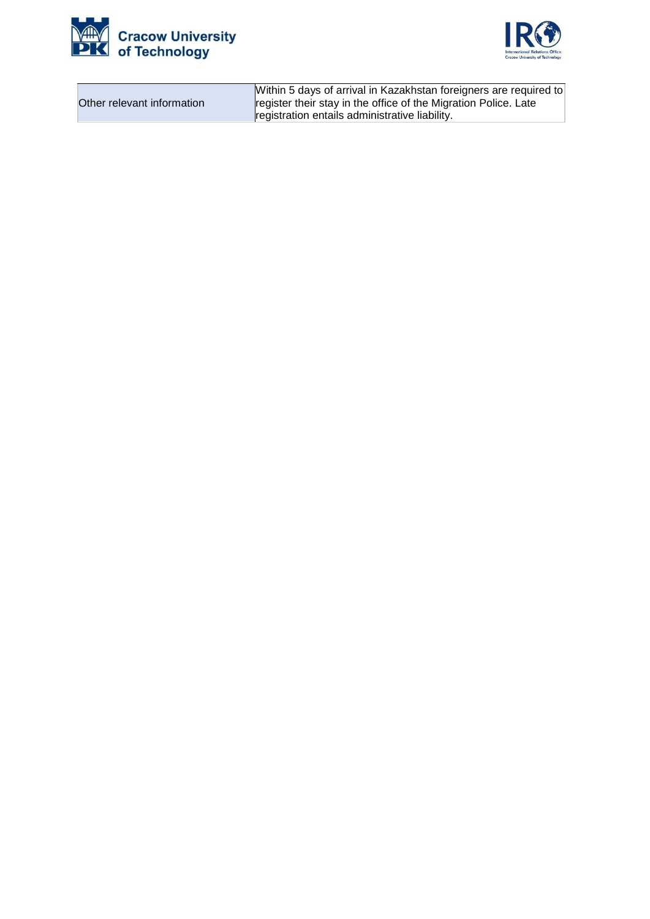| | |
|---|---|
| Other relevant information | Within 5 days of arrival in Kazakhstan foreigners are required to register their stay in the office of the Migration Police. Late registration entails administrative liability. |